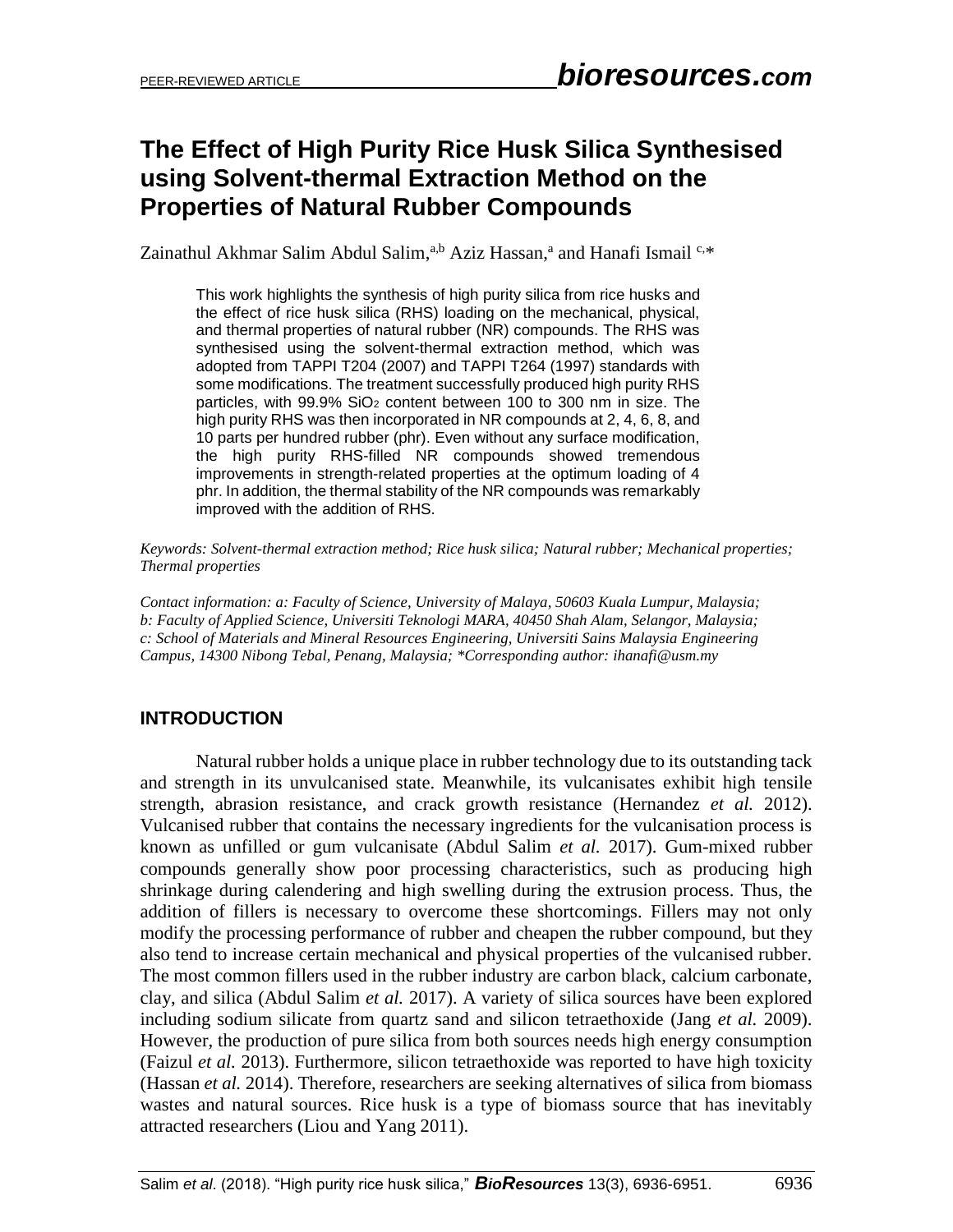# The Effect of High Purity Rice Husk Silica Synthesised using Solvent-thermal Extraction Method on the Properties of Natural Rubber Compounds

Zainathul Akhmar Salim Abdul Salim,[a,b] Aziz Hassan,[a] and Hanafi Ismail [c,*]

This work highlights the synthesis of high purity silica from rice husks and the effect of rice husk silica (RHS) loading on the mechanical, physical, and thermal properties of natural rubber (NR) compounds. The RHS was synthesised using the solvent-thermal extraction method, which was adopted from TAPPI T204 (2007) and TAPPI T264 (1997) standards with some modifications. The treatment successfully produced high purity RHS particles, with 99.9% $SiO_2$ content between 100 to 300 nm in size. The high purity RHS was then incorporated in NR compounds at 2, 4, 6, 8, and 10 parts per hundred rubber (phr). Even without any surface modification, the high purity RHS-filled NR compounds showed tremendous improvements in strength-related properties at the optimum loading of 4 phr. In addition, the thermal stability of the NR compounds was remarkably improved with the addition of RHS.

*Keywords: Solvent-thermal extraction method; Rice husk silica; Natural rubber; Mechanical properties; Thermal properties*

*Contact information: a: Faculty of Science, University of Malaya, 50603 Kuala Lumpur, Malaysia; b: Faculty of Applied Science, Universiti Teknologi MARA, 40450 Shah Alam, Selangor, Malaysia; c: School of Materials and Mineral Resources Engineering, Universiti Sains Malaysia Engineering Campus, 14300 Nibong Tebal, Penang, Malaysia; *Corresponding author: ihanafi@usm.my*

## INTRODUCTION

Natural rubber holds a unique place in rubber technology due to its outstanding tack and strength in its unvulcanised state. Meanwhile, its vulcanisates exhibit high tensile strength, abrasion resistance, and crack growth resistance (Hernandez *et al.* 2012). Vulcanised rubber that contains the necessary ingredients for the vulcanisation process is known as unfilled or gum vulcanisate (Abdul Salim *et al.* 2017). Gum-mixed rubber compounds generally show poor processing characteristics, such as producing high shrinkage during calendering and high swelling during the extrusion process. Thus, the addition of fillers is necessary to overcome these shortcomings. Fillers may not only modify the processing performance of rubber and cheapen the rubber compound, but they also tend to increase certain mechanical and physical properties of the vulcanised rubber. The most common fillers used in the rubber industry are carbon black, calcium carbonate, clay, and silica (Abdul Salim *et al.* 2017). A variety of silica sources have been explored including sodium silicate from quartz sand and silicon tetraethoxide (Jang *et al.* 2009). However, the production of pure silica from both sources needs high energy consumption (Faizul *et al.* 2013). Furthermore, silicon tetraethoxide was reported to have high toxicity (Hassan *et al.* 2014). Therefore, researchers are seeking alternatives of silica from biomass wastes and natural sources. Rice husk is a type of biomass source that has inevitably attracted researchers (Liou and Yang 2011).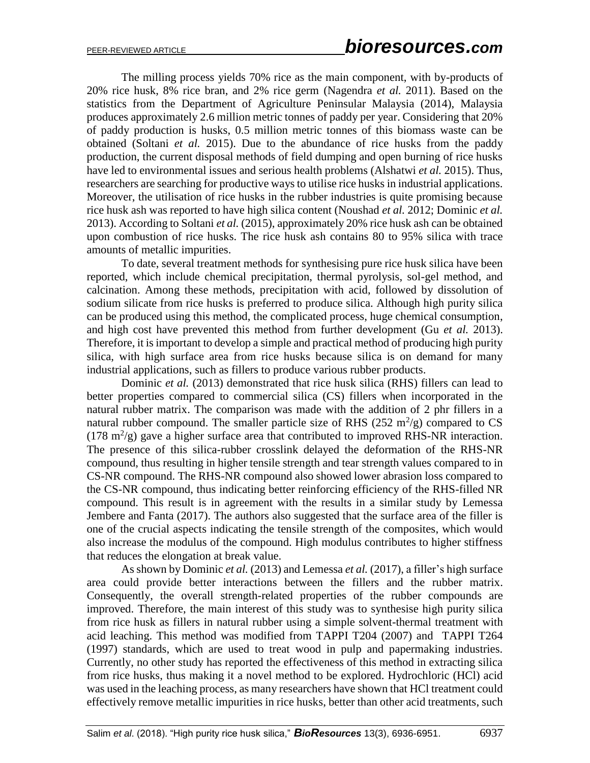The milling process yields 70% rice as the main component, with by-products of 20% rice husk, 8% rice bran, and 2% rice germ (Nagendra *et al.* 2011). Based on the statistics from the Department of Agriculture Peninsular Malaysia (2014), Malaysia produces approximately 2.6 million metric tonnes of paddy per year. Considering that 20% of paddy production is husks, 0.5 million metric tonnes of this biomass waste can be obtained (Soltani *et al.* 2015). Due to the abundance of rice husks from the paddy production, the current disposal methods of field dumping and open burning of rice husks have led to environmental issues and serious health problems (Alshatwi *et al.* 2015). Thus, researchers are searching for productive ways to utilise rice husks in industrial applications. Moreover, the utilisation of rice husks in the rubber industries is quite promising because rice husk ash was reported to have high silica content (Noushad *et al.* 2012; Dominic *et al.* 2013). According to Soltani *et al.* (2015), approximately 20% rice husk ash can be obtained upon combustion of rice husks. The rice husk ash contains 80 to 95% silica with trace amounts of metallic impurities.

To date, several treatment methods for synthesising pure rice husk silica have been reported, which include chemical precipitation, thermal pyrolysis, sol-gel method, and calcination. Among these methods, precipitation with acid, followed by dissolution of sodium silicate from rice husks is preferred to produce silica. Although high purity silica can be produced using this method, the complicated process, huge chemical consumption, and high cost have prevented this method from further development (Gu *et al.* 2013). Therefore, it is important to develop a simple and practical method of producing high purity silica, with high surface area from rice husks because silica is on demand for many industrial applications, such as fillers to produce various rubber products.

Dominic *et al.* (2013) demonstrated that rice husk silica (RHS) fillers can lead to better properties compared to commercial silica (CS) fillers when incorporated in the natural rubber matrix. The comparison was made with the addition of 2 phr fillers in a natural rubber compound. The smaller particle size of RHS (252 $m^2/g$) compared to CS (178 $m^2/g$) gave a higher surface area that contributed to improved RHS-NR interaction. The presence of this silica-rubber crosslink delayed the deformation of the RHS-NR compound, thus resulting in higher tensile strength and tear strength values compared to in CS-NR compound. The RHS-NR compound also showed lower abrasion loss compared to the CS-NR compound, thus indicating better reinforcing efficiency of the RHS-filled NR compound. This result is in agreement with the results in a similar study by Lemessa Jembere and Fanta (2017). The authors also suggested that the surface area of the filler is one of the crucial aspects indicating the tensile strength of the composites, which would also increase the modulus of the compound. High modulus contributes to higher stiffness that reduces the elongation at break value.

As shown by Dominic *et al.* (2013) and Lemessa *et al.* (2017), a filler's high surface area could provide better interactions between the fillers and the rubber matrix. Consequently, the overall strength-related properties of the rubber compounds are improved. Therefore, the main interest of this study was to synthesise high purity silica from rice husk as fillers in natural rubber using a simple solvent-thermal treatment with acid leaching. This method was modified from TAPPI T204 (2007) and TAPPI T264 (1997) standards, which are used to treat wood in pulp and papermaking industries. Currently, no other study has reported the effectiveness of this method in extracting silica from rice husks, thus making it a novel method to be explored. Hydrochloric (HCl) acid was used in the leaching process, as many researchers have shown that HCl treatment could effectively remove metallic impurities in rice husks, better than other acid treatments, such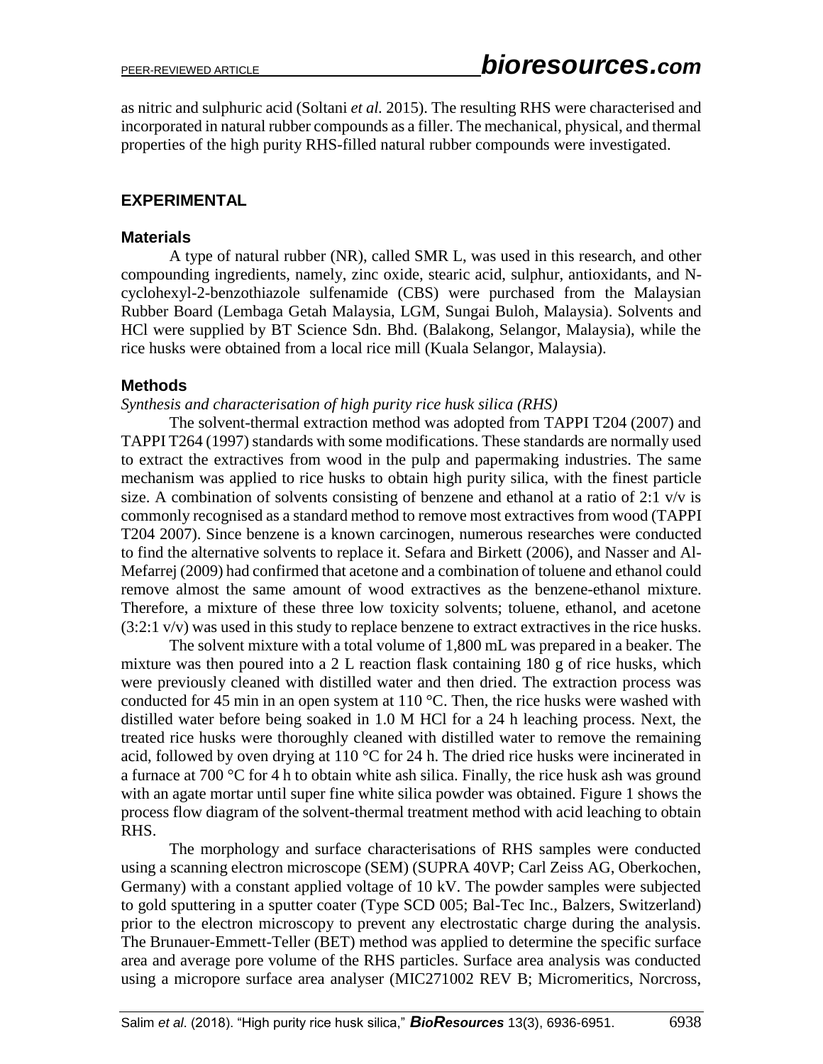as nitric and sulphuric acid (Soltani *et al.* 2015). The resulting RHS were characterised and incorporated in natural rubber compounds as a filler. The mechanical, physical, and thermal properties of the high purity RHS-filled natural rubber compounds were investigated.

## EXPERIMENTAL

### Materials

A type of natural rubber (NR), called SMR L, was used in this research, and other compounding ingredients, namely, zinc oxide, stearic acid, sulphur, antioxidants, and N-cyclohexyl-2-benzothiazole sulfenamide (CBS) were purchased from the Malaysian Rubber Board (Lembaga Getah Malaysia, LGM, Sungai Buloh, Malaysia). Solvents and HCl were supplied by BT Science Sdn. Bhd. (Balakong, Selangor, Malaysia), while the rice husks were obtained from a local rice mill (Kuala Selangor, Malaysia).

### Methods

*Synthesis and characterisation of high purity rice husk silica (RHS)*

The solvent-thermal extraction method was adopted from TAPPI T204 (2007) and TAPPI T264 (1997) standards with some modifications. These standards are normally used to extract the extractives from wood in the pulp and papermaking industries. The same mechanism was applied to rice husks to obtain high purity silica, with the finest particle size. A combination of solvents consisting of benzene and ethanol at a ratio of 2:1 v/v is commonly recognised as a standard method to remove most extractives from wood (TAPPI T204 2007). Since benzene is a known carcinogen, numerous researches were conducted to find the alternative solvents to replace it. Sefara and Birkett (2006), and Nasser and Al-Mefarrej (2009) had confirmed that acetone and a combination of toluene and ethanol could remove almost the same amount of wood extractives as the benzene-ethanol mixture. Therefore, a mixture of these three low toxicity solvents; toluene, ethanol, and acetone (3:2:1 v/v) was used in this study to replace benzene to extract extractives in the rice husks.

The solvent mixture with a total volume of 1,800 mL was prepared in a beaker. The mixture was then poured into a 2 L reaction flask containing 180 g of rice husks, which were previously cleaned with distilled water and then dried. The extraction process was conducted for 45 min in an open system at 110 °C. Then, the rice husks were washed with distilled water before being soaked in 1.0 M HCl for a 24 h leaching process. Next, the treated rice husks were thoroughly cleaned with distilled water to remove the remaining acid, followed by oven drying at 110 °C for 24 h. The dried rice husks were incinerated in a furnace at 700 °C for 4 h to obtain white ash silica. Finally, the rice husk ash was ground with an agate mortar until super fine white silica powder was obtained. Figure 1 shows the process flow diagram of the solvent-thermal treatment method with acid leaching to obtain RHS.

The morphology and surface characterisations of RHS samples were conducted using a scanning electron microscope (SEM) (SUPRA 40VP; Carl Zeiss AG, Oberkochen, Germany) with a constant applied voltage of 10 kV. The powder samples were subjected to gold sputtering in a sputter coater (Type SCD 005; Bal-Tec Inc., Balzers, Switzerland) prior to the electron microscopy to prevent any electrostatic charge during the analysis. The Brunauer-Emmett-Teller (BET) method was applied to determine the specific surface area and average pore volume of the RHS particles. Surface area analysis was conducted using a micropore surface area analyser (MIC271002 REV B; Micromeritics, Norcross,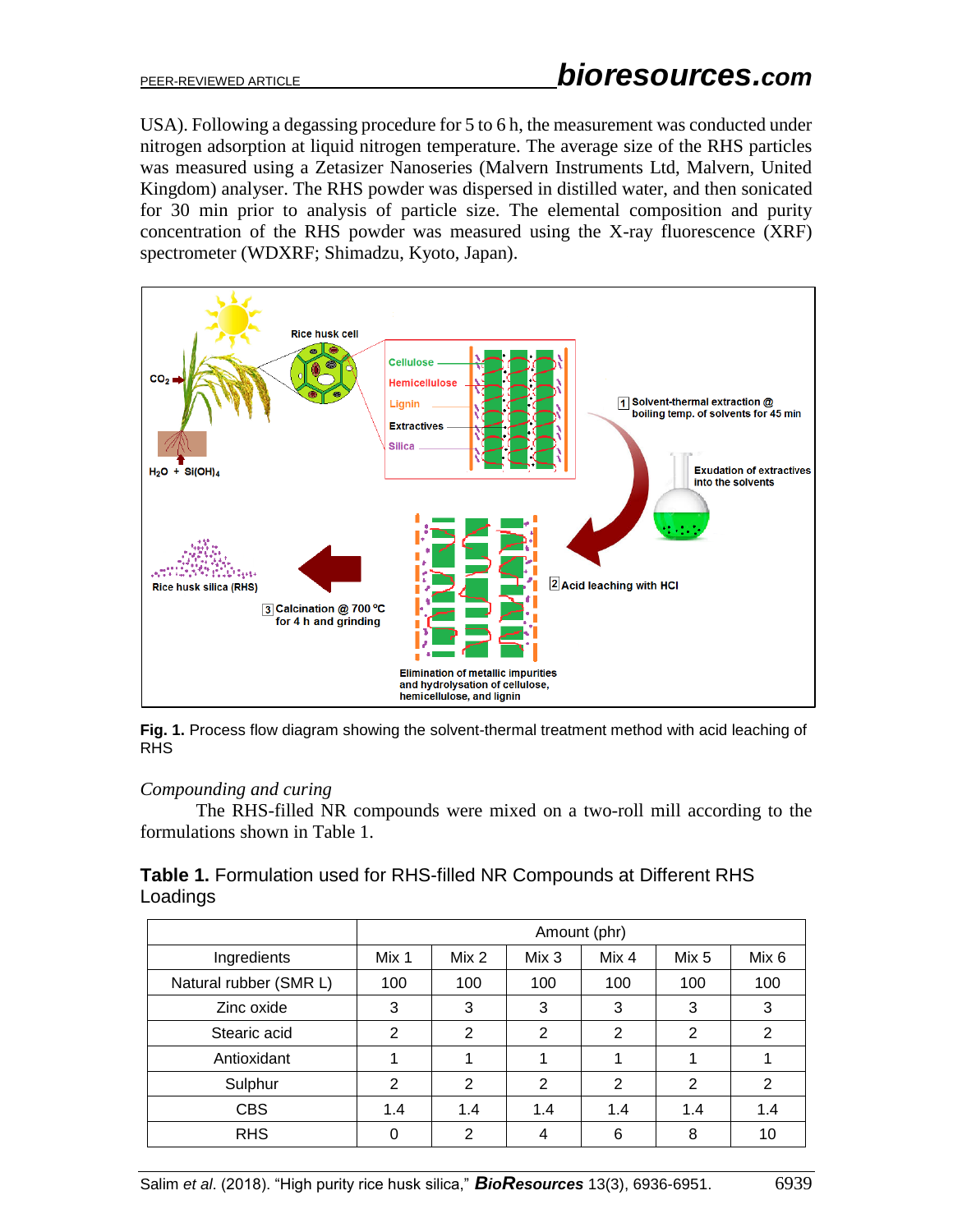USA). Following a degassing procedure for 5 to 6 h, the measurement was conducted under nitrogen adsorption at liquid nitrogen temperature. The average size of the RHS particles was measured using a Zetasizer Nanoseries (Malvern Instruments Ltd, Malvern, United Kingdom) analyser. The RHS powder was dispersed in distilled water, and then sonicated for 30 min prior to analysis of particle size. The elemental composition and purity concentration of the RHS powder was measured using the X-ray fluorescence (XRF) spectrometer (WDXRF; Shimadzu, Kyoto, Japan).

**Fig. 1.** Process flow diagram showing the solvent-thermal treatment method with acid leaching of RHS

*Compounding and curing*

The RHS-filled NR compounds were mixed on a two-roll mill according to the formulations shown in Table 1.

**Table 1.** Formulation used for RHS-filled NR Compounds at Different RHS Loadings

| | Amount (phr) | | | | | |
|---|---|---|---|---|---|---|
| Ingredients | Mix 1 | Mix 2 | Mix 3 | Mix 4 | Mix 5 | Mix 6 |
| Natural rubber (SMR L) | 100 | 100 | 100 | 100 | 100 | 100 |
| Zinc oxide | 3 | 3 | 3 | 3 | 3 | 3 |
| Stearic acid | 2 | 2 | 2 | 2 | 2 | 2 |
| Antioxidant | 1 | 1 | 1 | 1 | 1 | 1 |
| Sulphur | 2 | 2 | 2 | 2 | 2 | 2 |
| CBS | 1.4 | 1.4 | 1.4 | 1.4 | 1.4 | 1.4 |
| RHS | 0 | 2 | 4 | 6 | 8 | 10 |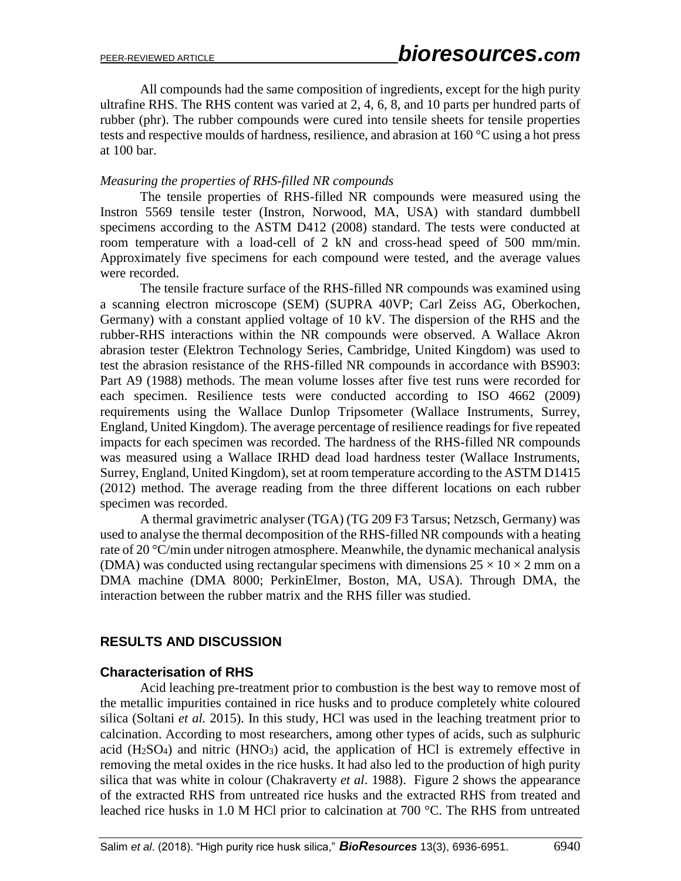All compounds had the same composition of ingredients, except for the high purity ultrafine RHS. The RHS content was varied at 2, 4, 6, 8, and 10 parts per hundred parts of rubber (phr). The rubber compounds were cured into tensile sheets for tensile properties tests and respective moulds of hardness, resilience, and abrasion at 160 °C using a hot press at 100 bar.

*Measuring the properties of RHS-filled NR compounds*

The tensile properties of RHS-filled NR compounds were measured using the Instron 5569 tensile tester (Instron, Norwood, MA, USA) with standard dumbbell specimens according to the ASTM D412 (2008) standard. The tests were conducted at room temperature with a load-cell of 2 kN and cross-head speed of 500 mm/min. Approximately five specimens for each compound were tested, and the average values were recorded.

The tensile fracture surface of the RHS-filled NR compounds was examined using a scanning electron microscope (SEM) (SUPRA 40VP; Carl Zeiss AG, Oberkochen, Germany) with a constant applied voltage of 10 kV. The dispersion of the RHS and the rubber-RHS interactions within the NR compounds were observed. A Wallace Akron abrasion tester (Elektron Technology Series, Cambridge, United Kingdom) was used to test the abrasion resistance of the RHS-filled NR compounds in accordance with BS903: Part A9 (1988) methods. The mean volume losses after five test runs were recorded for each specimen. Resilience tests were conducted according to ISO 4662 (2009) requirements using the Wallace Dunlop Tripsometer (Wallace Instruments, Surrey, England, United Kingdom). The average percentage of resilience readings for five repeated impacts for each specimen was recorded. The hardness of the RHS-filled NR compounds was measured using a Wallace IRHD dead load hardness tester (Wallace Instruments, Surrey, England, United Kingdom), set at room temperature according to the ASTM D1415 (2012) method. The average reading from the three different locations on each rubber specimen was recorded.

A thermal gravimetric analyser (TGA) (TG 209 F3 Tarsus; Netzsch, Germany) was used to analyse the thermal decomposition of the RHS-filled NR compounds with a heating rate of 20 °C/min under nitrogen atmosphere. Meanwhile, the dynamic mechanical analysis (DMA) was conducted using rectangular specimens with dimensions $25 \times 10 \times 2$ mm on a DMA machine (DMA 8000; PerkinElmer, Boston, MA, USA). Through DMA, the interaction between the rubber matrix and the RHS filler was studied.

## RESULTS AND DISCUSSION

### Characterisation of RHS

Acid leaching pre-treatment prior to combustion is the best way to remove most of the metallic impurities contained in rice husks and to produce completely white coloured silica (Soltani *et al.* 2015). In this study, HCl was used in the leaching treatment prior to calcination. According to most researchers, among other types of acids, such as sulphuric acid ($H_2SO_4$) and nitric ($HNO_3$) acid, the application of HCl is extremely effective in removing the metal oxides in the rice husks. It had also led to the production of high purity silica that was white in colour (Chakraverty *et al*. 1988). Figure 2 shows the appearance of the extracted RHS from untreated rice husks and the extracted RHS from treated and leached rice husks in 1.0 M HCl prior to calcination at 700 °C. The RHS from untreated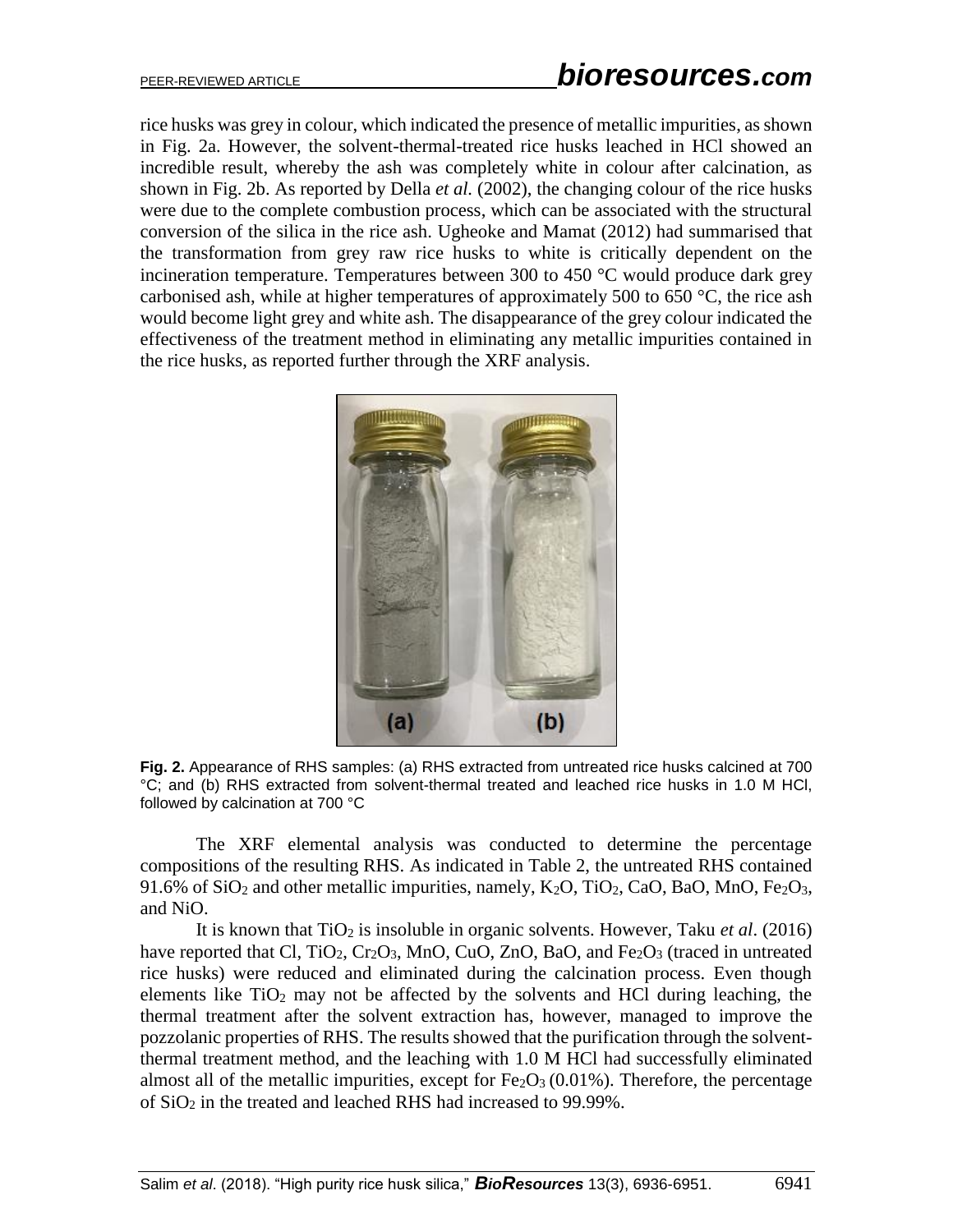rice husks was grey in colour, which indicated the presence of metallic impurities, as shown in Fig. 2a. However, the solvent-thermal-treated rice husks leached in HCl showed an incredible result, whereby the ash was completely white in colour after calcination, as shown in Fig. 2b. As reported by Della *et al.* (2002), the changing colour of the rice husks were due to the complete combustion process, which can be associated with the structural conversion of the silica in the rice ash. Ugheoke and Mamat (2012) had summarised that the transformation from grey raw rice husks to white is critically dependent on the incineration temperature. Temperatures between 300 to 450 °C would produce dark grey carbonised ash, while at higher temperatures of approximately 500 to 650 °C, the rice ash would become light grey and white ash. The disappearance of the grey colour indicated the effectiveness of the treatment method in eliminating any metallic impurities contained in the rice husks, as reported further through the XRF analysis.

**Fig. 2.** Appearance of RHS samples: (a) RHS extracted from untreated rice husks calcined at 700 °C; and (b) RHS extracted from solvent-thermal treated and leached rice husks in 1.0 M HCl, followed by calcination at 700 °C

The XRF elemental analysis was conducted to determine the percentage compositions of the resulting RHS. As indicated in Table 2, the untreated RHS contained 91.6% of $SiO_2$ and other metallic impurities, namely, $K_2O$, $TiO_2$, CaO, BaO, MnO, $Fe_2O_3$, and NiO.

It is known that $TiO_2$ is insoluble in organic solvents. However, Taku *et al*. (2016) have reported that Cl, $TiO_2$, $Cr_2O_3$, MnO, CuO, ZnO, BaO, and $Fe_2O_3$ (traced in untreated rice husks) were reduced and eliminated during the calcination process. Even though elements like $TiO_2$ may not be affected by the solvents and HCl during leaching, the thermal treatment after the solvent extraction has, however, managed to improve the pozzolanic properties of RHS. The results showed that the purification through the solvent-thermal treatment method, and the leaching with 1.0 M HCl had successfully eliminated almost all of the metallic impurities, except for $Fe_2O_3$ (0.01%). Therefore, the percentage of $SiO_2$ in the treated and leached RHS had increased to 99.99%.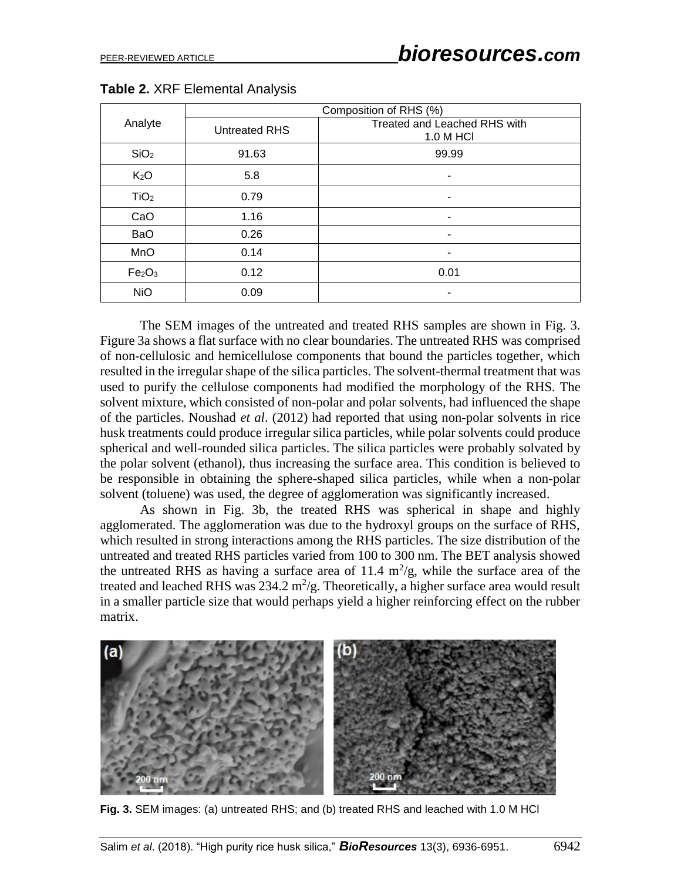**Table 2.** XRF Elemental Analysis

| Analyte | Composition of RHS (%) | |
|---|---|---|
| | Untreated RHS | Treated and Leached RHS with 1.0 M HCl |
| $SiO_2$ | 91.63 | 99.99 |
| $K_2O$ | 5.8 | - |
| $TiO_2$ | 0.79 | - |
| CaO | 1.16 | - |
| BaO | 0.26 | - |
| MnO | 0.14 | - |
| $Fe_2O_3$ | 0.12 | 0.01 |
| NiO | 0.09 | - |

The SEM images of the untreated and treated RHS samples are shown in Fig. 3. Figure 3a shows a flat surface with no clear boundaries. The untreated RHS was comprised of non-cellulosic and hemicellulose components that bound the particles together, which resulted in the irregular shape of the silica particles. The solvent-thermal treatment that was used to purify the cellulose components had modified the morphology of the RHS. The solvent mixture, which consisted of non-polar and polar solvents, had influenced the shape of the particles. Noushad *et al*. (2012) had reported that using non-polar solvents in rice husk treatments could produce irregular silica particles, while polar solvents could produce spherical and well-rounded silica particles. The silica particles were probably solvated by the polar solvent (ethanol), thus increasing the surface area. This condition is believed to be responsible in obtaining the sphere-shaped silica particles, while when a non-polar solvent (toluene) was used, the degree of agglomeration was significantly increased.

As shown in Fig. 3b, the treated RHS was spherical in shape and highly agglomerated. The agglomeration was due to the hydroxyl groups on the surface of RHS, which resulted in strong interactions among the RHS particles. The size distribution of the untreated and treated RHS particles varied from 100 to 300 nm. The BET analysis showed the untreated RHS as having a surface area of 11.4 $m^2/g$, while the surface area of the treated and leached RHS was 234.2 $m^2/g$. Theoretically, a higher surface area would result in a smaller particle size that would perhaps yield a higher reinforcing effect on the rubber matrix.

**Fig. 3.** SEM images: (a) untreated RHS; and (b) treated RHS and leached with 1.0 M HCl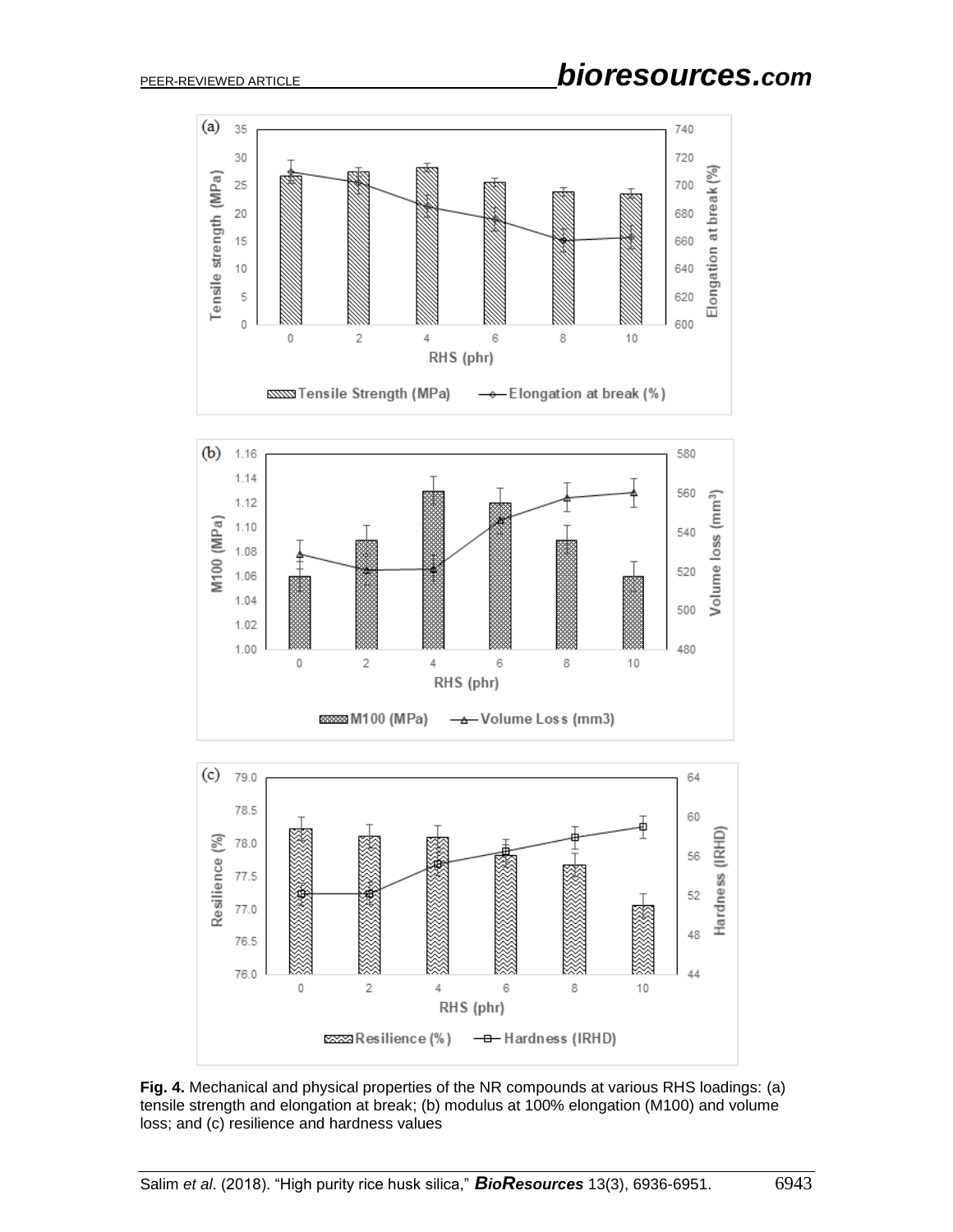**Fig. 4.** Mechanical and physical properties of the NR compounds at various RHS loadings: (a) tensile strength and elongation at break; (b) modulus at 100% elongation (M100) and volume loss; and (c) resilience and hardness values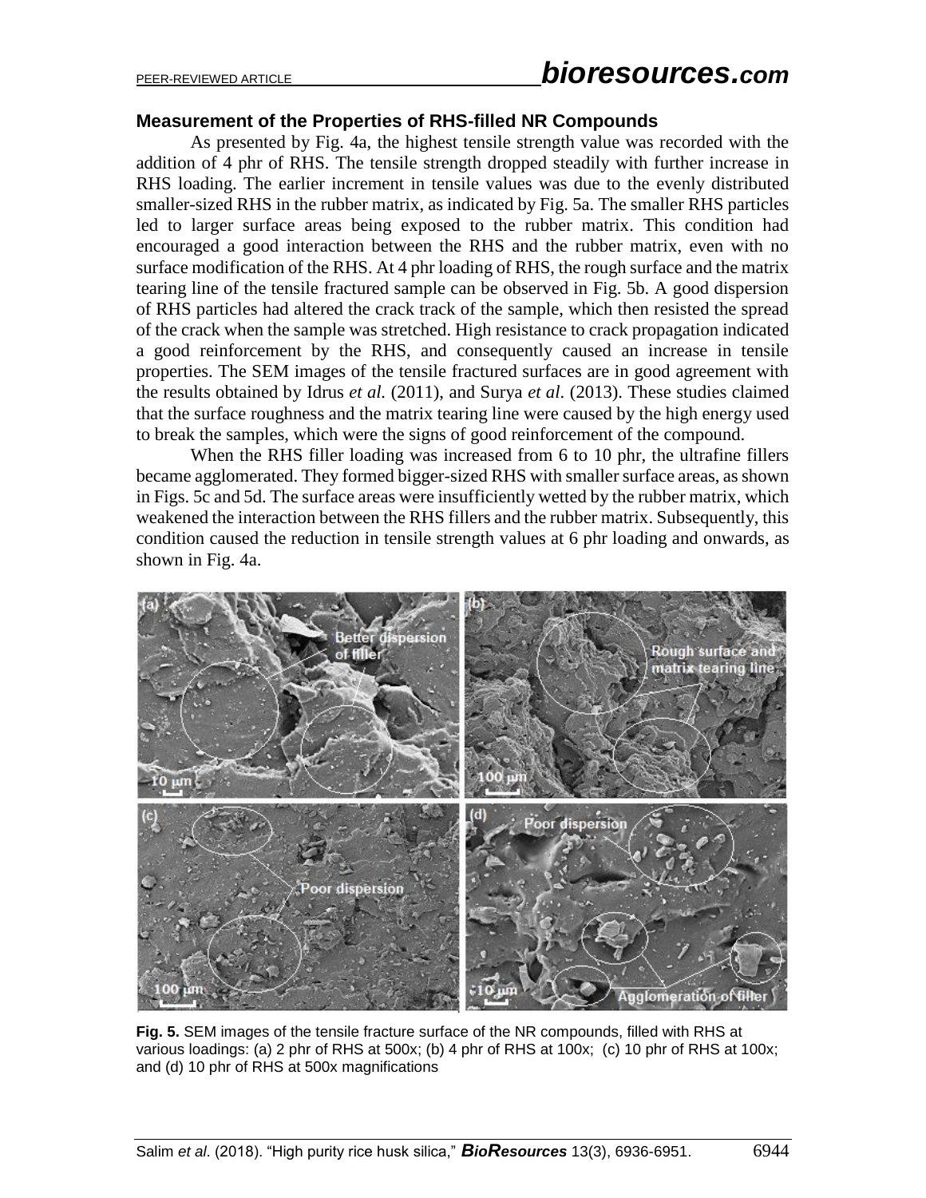### Measurement of the Properties of RHS-filled NR Compounds

As presented by Fig. 4a, the highest tensile strength value was recorded with the addition of 4 phr of RHS. The tensile strength dropped steadily with further increase in RHS loading. The earlier increment in tensile values was due to the evenly distributed smaller-sized RHS in the rubber matrix, as indicated by Fig. 5a. The smaller RHS particles led to larger surface areas being exposed to the rubber matrix. This condition had encouraged a good interaction between the RHS and the rubber matrix, even with no surface modification of the RHS. At 4 phr loading of RHS, the rough surface and the matrix tearing line of the tensile fractured sample can be observed in Fig. 5b. A good dispersion of RHS particles had altered the crack track of the sample, which then resisted the spread of the crack when the sample was stretched. High resistance to crack propagation indicated a good reinforcement by the RHS, and consequently caused an increase in tensile properties. The SEM images of the tensile fractured surfaces are in good agreement with the results obtained by Idrus *et al.* (2011), and Surya *et al.* (2013). These studies claimed that the surface roughness and the matrix tearing line were caused by the high energy used to break the samples, which were the signs of good reinforcement of the compound.

When the RHS filler loading was increased from 6 to 10 phr, the ultrafine fillers became agglomerated. They formed bigger-sized RHS with smaller surface areas, as shown in Figs. 5c and 5d. The surface areas were insufficiently wetted by the rubber matrix, which weakened the interaction between the RHS fillers and the rubber matrix. Subsequently, this condition caused the reduction in tensile strength values at 6 phr loading and onwards, as shown in Fig. 4a.

**Fig. 5.** SEM images of the tensile fracture surface of the NR compounds, filled with RHS at various loadings: (a) 2 phr of RHS at 500x; (b) 4 phr of RHS at 100x; (c) 10 phr of RHS at 100x; and (d) 10 phr of RHS at 500x magnifications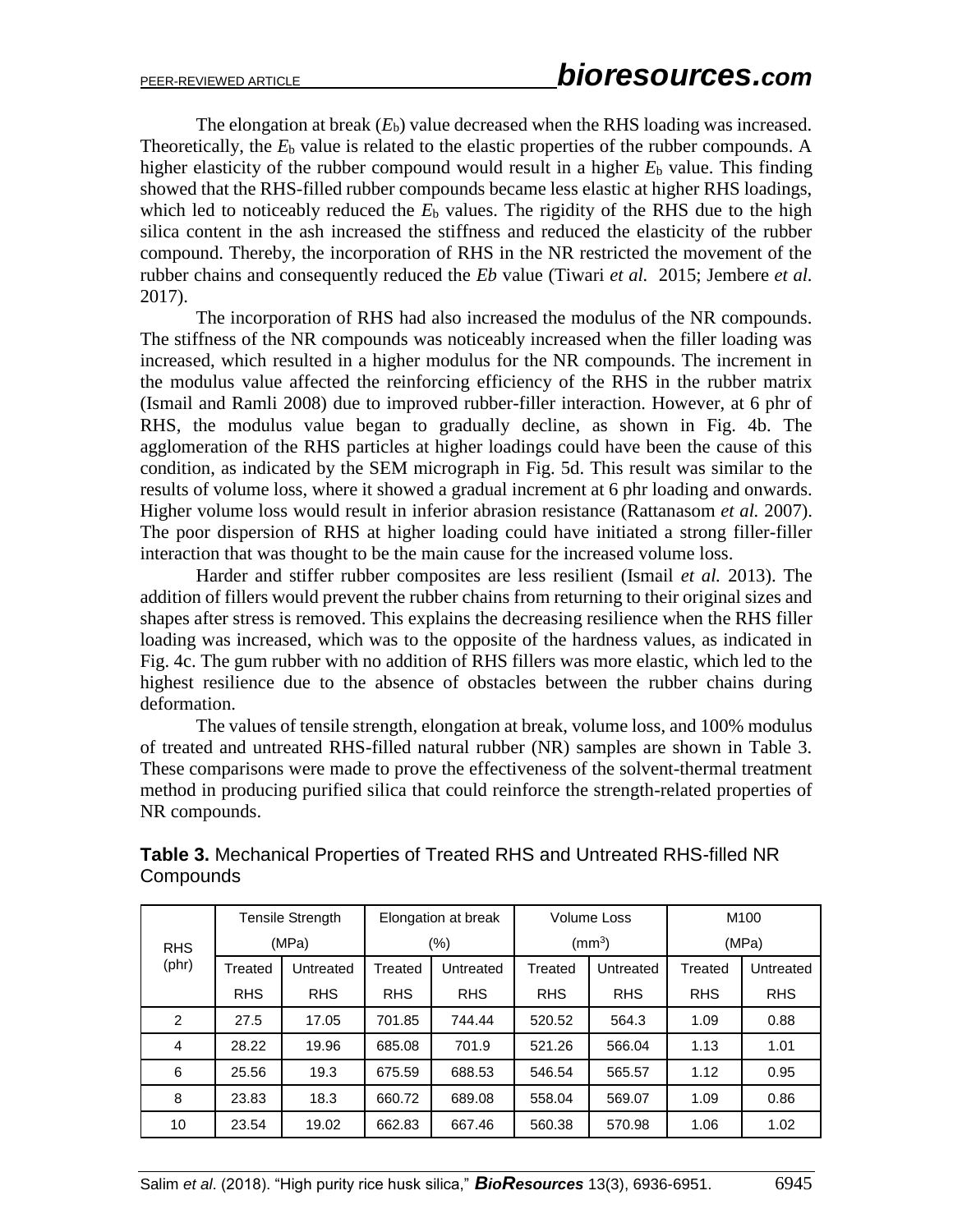The elongation at break ($E_b$) value decreased when the RHS loading was increased. Theoretically, the $E_b$ value is related to the elastic properties of the rubber compounds. A higher elasticity of the rubber compound would result in a higher $E_b$ value. This finding showed that the RHS-filled rubber compounds became less elastic at higher RHS loadings, which led to noticeably reduced the $E_b$ values. The rigidity of the RHS due to the high silica content in the ash increased the stiffness and reduced the elasticity of the rubber compound. Thereby, the incorporation of RHS in the NR restricted the movement of the rubber chains and consequently reduced the *Eb* value (Tiwari *et al.* 2015; Jembere *et al.* 2017).

The incorporation of RHS had also increased the modulus of the NR compounds. The stiffness of the NR compounds was noticeably increased when the filler loading was increased, which resulted in a higher modulus for the NR compounds. The increment in the modulus value affected the reinforcing efficiency of the RHS in the rubber matrix (Ismail and Ramli 2008) due to improved rubber-filler interaction. However, at 6 phr of RHS, the modulus value began to gradually decline, as shown in Fig. 4b. The agglomeration of the RHS particles at higher loadings could have been the cause of this condition, as indicated by the SEM micrograph in Fig. 5d. This result was similar to the results of volume loss, where it showed a gradual increment at 6 phr loading and onwards. Higher volume loss would result in inferior abrasion resistance (Rattanasom *et al.* 2007). The poor dispersion of RHS at higher loading could have initiated a strong filler-filler interaction that was thought to be the main cause for the increased volume loss.

Harder and stiffer rubber composites are less resilient (Ismail *et al.* 2013). The addition of fillers would prevent the rubber chains from returning to their original sizes and shapes after stress is removed. This explains the decreasing resilience when the RHS filler loading was increased, which was to the opposite of the hardness values, as indicated in Fig. 4c. The gum rubber with no addition of RHS fillers was more elastic, which led to the highest resilience due to the absence of obstacles between the rubber chains during deformation.

The values of tensile strength, elongation at break, volume loss, and 100% modulus of treated and untreated RHS-filled natural rubber (NR) samples are shown in Table 3. These comparisons were made to prove the effectiveness of the solvent-thermal treatment method in producing purified silica that could reinforce the strength-related properties of NR compounds.

**Table 3.** Mechanical Properties of Treated RHS and Untreated RHS-filled NR Compounds

| RHS (phr) | Tensile Strength (MPa) | | Elongation at break (%) | | Volume Loss ($mm^3$) | | M100 (MPa) | |
|---|---|---|---|---|---|---|---|---|
| | Treated RHS | Untreated RHS | Treated RHS | Untreated RHS | Treated RHS | Untreated RHS | Treated RHS | Untreated RHS |
| 2 | 27.5 | 17.05 | 701.85 | 744.44 | 520.52 | 564.3 | 1.09 | 0.88 |
| 4 | 28.22 | 19.96 | 685.08 | 701.9 | 521.26 | 566.04 | 1.13 | 1.01 |
| 6 | 25.56 | 19.3 | 675.59 | 688.53 | 546.54 | 565.57 | 1.12 | 0.95 |
| 8 | 23.83 | 18.3 | 660.72 | 689.08 | 558.04 | 569.07 | 1.09 | 0.86 |
| 10 | 23.54 | 19.02 | 662.83 | 667.46 | 560.38 | 570.98 | 1.06 | 1.02 |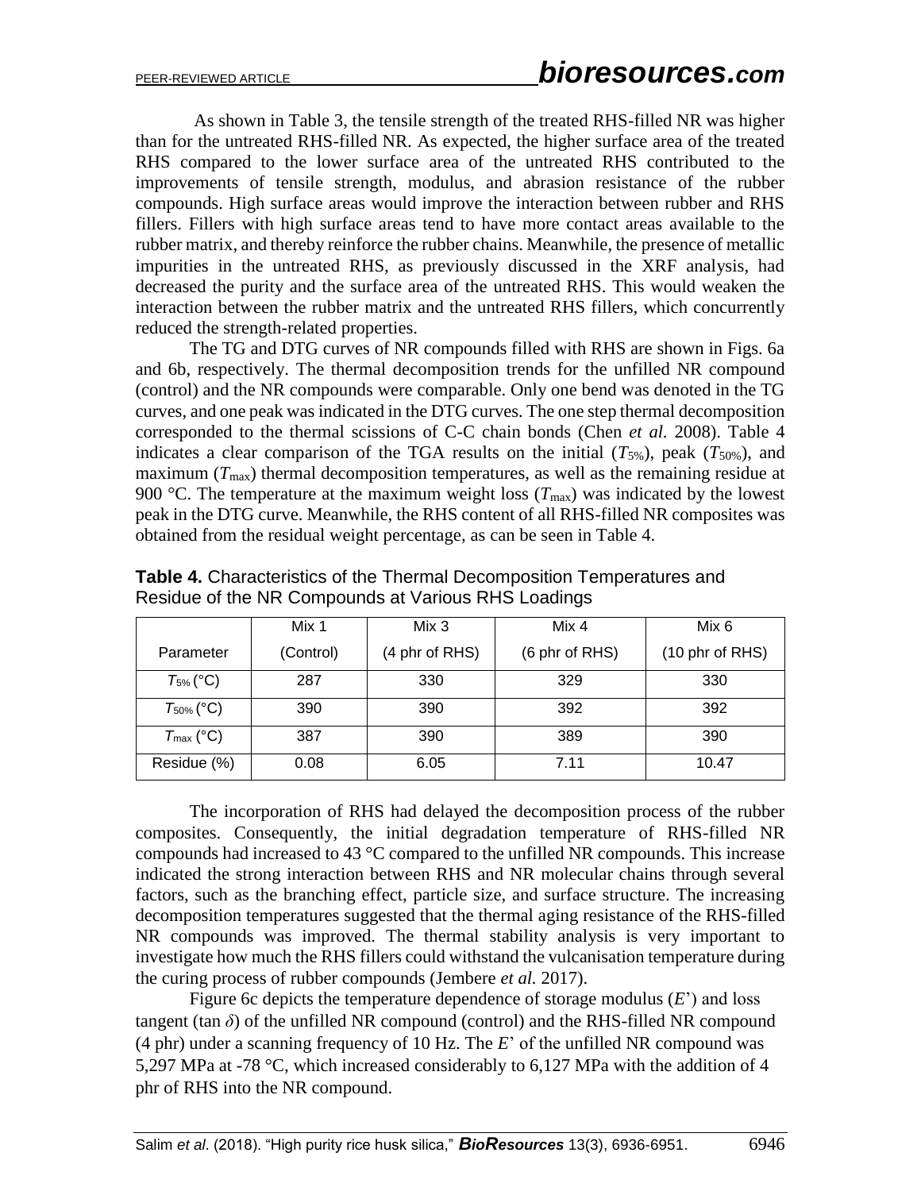As shown in Table 3, the tensile strength of the treated RHS-filled NR was higher than for the untreated RHS-filled NR. As expected, the higher surface area of the treated RHS compared to the lower surface area of the untreated RHS contributed to the improvements of tensile strength, modulus, and abrasion resistance of the rubber compounds. High surface areas would improve the interaction between rubber and RHS fillers. Fillers with high surface areas tend to have more contact areas available to the rubber matrix, and thereby reinforce the rubber chains. Meanwhile, the presence of metallic impurities in the untreated RHS, as previously discussed in the XRF analysis, had decreased the purity and the surface area of the untreated RHS. This would weaken the interaction between the rubber matrix and the untreated RHS fillers, which concurrently reduced the strength-related properties.

The TG and DTG curves of NR compounds filled with RHS are shown in Figs. 6a and 6b, respectively. The thermal decomposition trends for the unfilled NR compound (control) and the NR compounds were comparable. Only one bend was denoted in the TG curves, and one peak was indicated in the DTG curves. The one step thermal decomposition corresponded to the thermal scissions of C-C chain bonds (Chen *et al.* 2008). Table 4 indicates a clear comparison of the TGA results on the initial ($T_{5\%}$), peak ($T_{50\%}$), and maximum ($T_{max}$) thermal decomposition temperatures, as well as the remaining residue at 900 °C. The temperature at the maximum weight loss ($T_{max}$) was indicated by the lowest peak in the DTG curve. Meanwhile, the RHS content of all RHS-filled NR composites was obtained from the residual weight percentage, as can be seen in Table 4.

**Table 4.** Characteristics of the Thermal Decomposition Temperatures and Residue of the NR Compounds at Various RHS Loadings

| Parameter | Mix 1 (Control) | Mix 3 (4 phr of RHS) | Mix 4 (6 phr of RHS) | Mix 6 (10 phr of RHS) |
|---|---|---|---|---|
| $T_{5\%}$ (°C) | 287 | 330 | 329 | 330 |
| $T_{50\%}$ (°C) | 390 | 390 | 392 | 392 |
| $T_{max}$ (°C) | 387 | 390 | 389 | 390 |
| Residue (%) | 0.08 | 6.05 | 7.11 | 10.47 |

The incorporation of RHS had delayed the decomposition process of the rubber composites. Consequently, the initial degradation temperature of RHS-filled NR compounds had increased to 43 °C compared to the unfilled NR compounds. This increase indicated the strong interaction between RHS and NR molecular chains through several factors, such as the branching effect, particle size, and surface structure. The increasing decomposition temperatures suggested that the thermal aging resistance of the RHS-filled NR compounds was improved. The thermal stability analysis is very important to investigate how much the RHS fillers could withstand the vulcanisation temperature during the curing process of rubber compounds (Jembere *et al.* 2017).

Figure 6c depicts the temperature dependence of storage modulus ($E$') and loss tangent (tan $\delta$) of the unfilled NR compound (control) and the RHS-filled NR compound (4 phr) under a scanning frequency of 10 Hz. The $E$' of the unfilled NR compound was 5,297 MPa at -78 °C, which increased considerably to 6,127 MPa with the addition of 4 phr of RHS into the NR compound.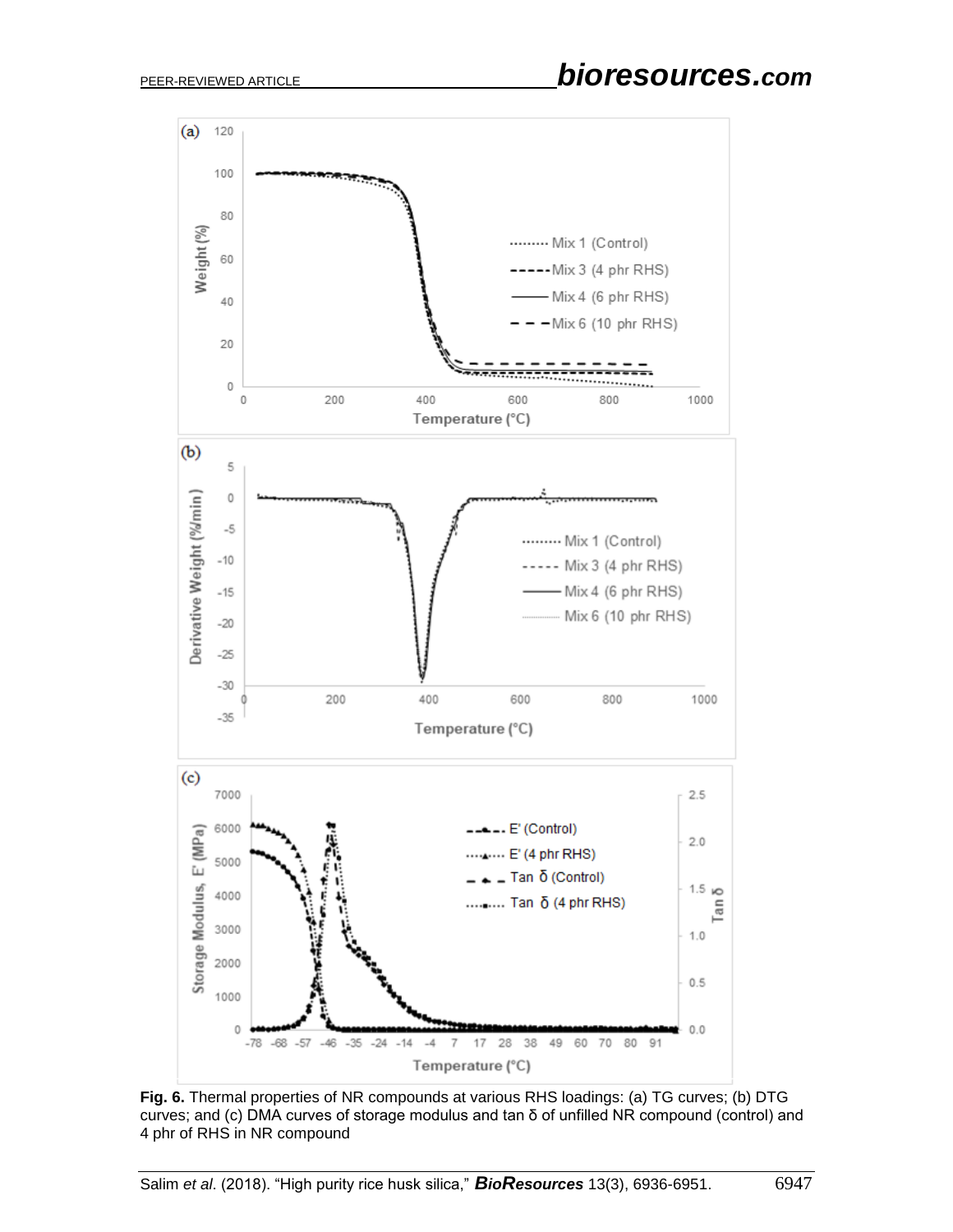**Fig. 6.** Thermal properties of NR compounds at various RHS loadings: (a) TG curves; (b) DTG curves; and (c) DMA curves of storage modulus and tan δ of unfilled NR compound (control) and 4 phr of RHS in NR compound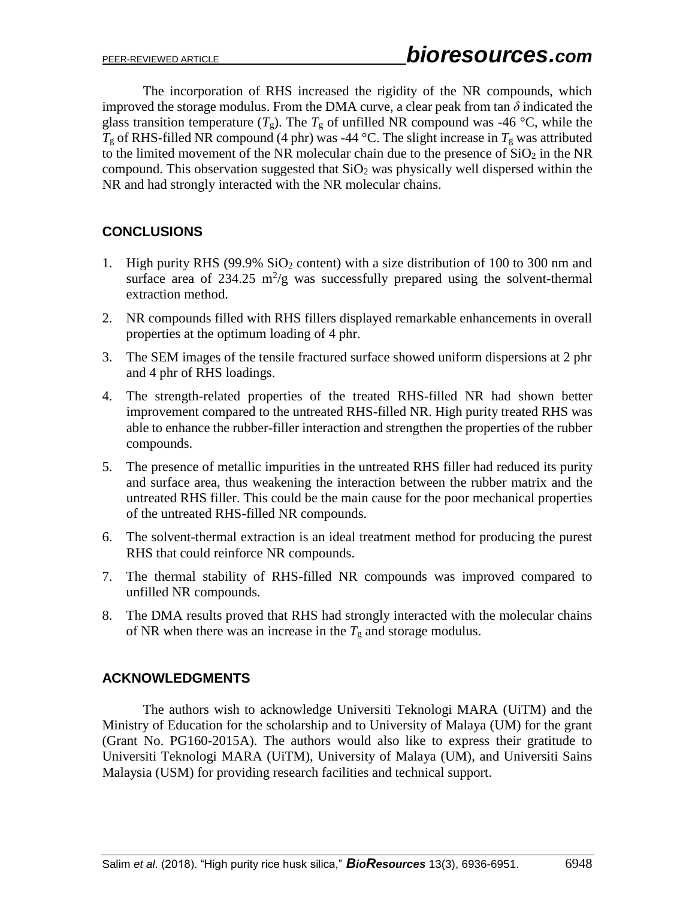The incorporation of RHS increased the rigidity of the NR compounds, which improved the storage modulus. From the DMA curve, a clear peak from tan $\delta$ indicated the glass transition temperature ($T_g$). The $T_g$ of unfilled NR compound was -46 °C, while the $T_g$ of RHS-filled NR compound (4 phr) was -44 °C. The slight increase in $T_g$ was attributed to the limited movement of the NR molecular chain due to the presence of $SiO_2$ in the NR compound. This observation suggested that $SiO_2$ was physically well dispersed within the NR and had strongly interacted with the NR molecular chains.

## CONCLUSIONS

1. High purity RHS (99.9% $SiO_2$ content) with a size distribution of 100 to 300 nm and surface area of 234.25 $m^2/g$ was successfully prepared using the solvent-thermal extraction method.
2. NR compounds filled with RHS fillers displayed remarkable enhancements in overall properties at the optimum loading of 4 phr.
3. The SEM images of the tensile fractured surface showed uniform dispersions at 2 phr and 4 phr of RHS loadings.
4. The strength-related properties of the treated RHS-filled NR had shown better improvement compared to the untreated RHS-filled NR. High purity treated RHS was able to enhance the rubber-filler interaction and strengthen the properties of the rubber compounds.
5. The presence of metallic impurities in the untreated RHS filler had reduced its purity and surface area, thus weakening the interaction between the rubber matrix and the untreated RHS filler. This could be the main cause for the poor mechanical properties of the untreated RHS-filled NR compounds.
6. The solvent-thermal extraction is an ideal treatment method for producing the purest RHS that could reinforce NR compounds.
7. The thermal stability of RHS-filled NR compounds was improved compared to unfilled NR compounds.
8. The DMA results proved that RHS had strongly interacted with the molecular chains of NR when there was an increase in the $T_g$ and storage modulus.

## ACKNOWLEDGMENTS

The authors wish to acknowledge Universiti Teknologi MARA (UiTM) and the Ministry of Education for the scholarship and to University of Malaya (UM) for the grant (Grant No. PG160-2015A). The authors would also like to express their gratitude to Universiti Teknologi MARA (UiTM), University of Malaya (UM), and Universiti Sains Malaysia (USM) for providing research facilities and technical support.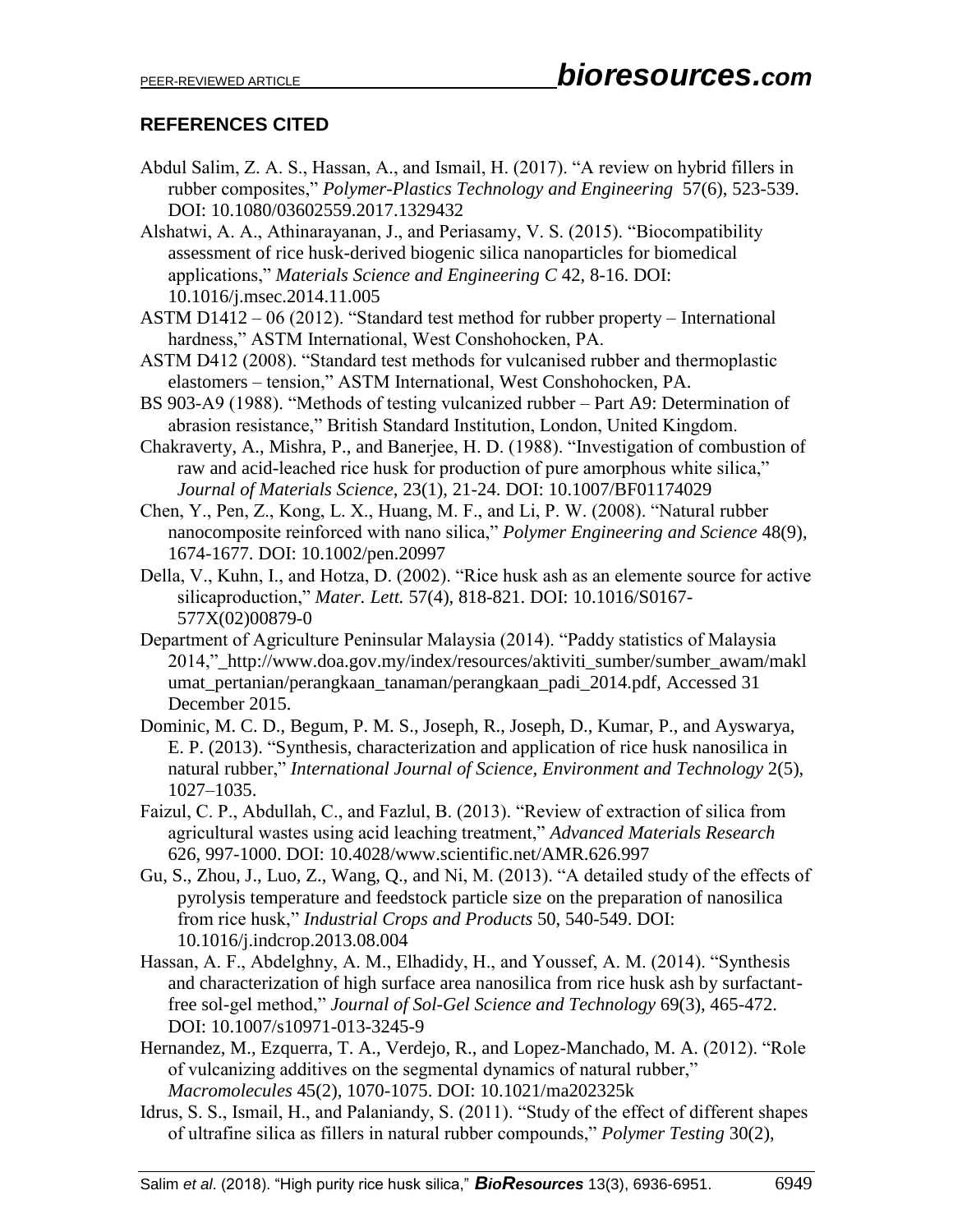## REFERENCES CITED

Abdul Salim, Z. A. S., Hassan, A., and Ismail, H. (2017). "A review on hybrid fillers in rubber composites," *Polymer-Plastics Technology and Engineering* 57(6), 523-539. DOI: 10.1080/03602559.2017.1329432

Alshatwi, A. A., Athinarayanan, J., and Periasamy, V. S. (2015). "Biocompatibility assessment of rice husk-derived biogenic silica nanoparticles for biomedical applications," *Materials Science and Engineering C* 42, 8-16. DOI: 10.1016/j.msec.2014.11.005

ASTM D1412 – 06 (2012). "Standard test method for rubber property – International hardness," ASTM International, West Conshohocken, PA.

ASTM D412 (2008). "Standard test methods for vulcanised rubber and thermoplastic elastomers – tension," ASTM International, West Conshohocken, PA.

BS 903-A9 (1988). "Methods of testing vulcanized rubber – Part A9: Determination of abrasion resistance," British Standard Institution, London, United Kingdom.

Chakraverty, A., Mishra, P., and Banerjee, H. D. (1988). "Investigation of combustion of raw and acid-leached rice husk for production of pure amorphous white silica," *Journal of Materials Science*, 23(1), 21-24. DOI: 10.1007/BF01174029

Chen, Y., Pen, Z., Kong, L. X., Huang, M. F., and Li, P. W. (2008). "Natural rubber nanocomposite reinforced with nano silica," *Polymer Engineering and Science* 48(9), 1674-1677. DOI: 10.1002/pen.20997

Della, V., Kuhn, I., and Hotza, D. (2002). "Rice husk ash as an elemente source for active silicaproduction," *Mater. Lett.* 57(4), 818-821. DOI: 10.1016/S0167-577X(02)00879-0

Department of Agriculture Peninsular Malaysia (2014). "Paddy statistics of Malaysia 2014," http://www.doa.gov.my/index/resources/aktiviti_sumber/sumber_awam/maklumat_pertanian/perangkaan_tanaman/perangkaan_padi_2014.pdf, Accessed 31 December 2015.

Dominic, M. C. D., Begum, P. M. S., Joseph, R., Joseph, D., Kumar, P., and Ayswarya, E. P. (2013). "Synthesis, characterization and application of rice husk nanosilica in natural rubber," *International Journal of Science, Environment and Technology* 2(5), 1027–1035.

Faizul, C. P., Abdullah, C., and Fazlul, B. (2013). "Review of extraction of silica from agricultural wastes using acid leaching treatment," *Advanced Materials Research* 626, 997-1000. DOI: 10.4028/www.scientific.net/AMR.626.997

Gu, S., Zhou, J., Luo, Z., Wang, Q., and Ni, M. (2013). "A detailed study of the effects of pyrolysis temperature and feedstock particle size on the preparation of nanosilica from rice husk," *Industrial Crops and Products* 50, 540-549. DOI: 10.1016/j.indcrop.2013.08.004

Hassan, A. F., Abdelghny, A. M., Elhadidy, H., and Youssef, A. M. (2014). "Synthesis and characterization of high surface area nanosilica from rice husk ash by surfactant-free sol-gel method," *Journal of Sol-Gel Science and Technology* 69(3), 465-472. DOI: 10.1007/s10971-013-3245-9

Hernandez, M., Ezquerra, T. A., Verdejo, R., and Lopez-Manchado, M. A. (2012). "Role of vulcanizing additives on the segmental dynamics of natural rubber," *Macromolecules* 45(2), 1070-1075. DOI: 10.1021/ma202325k

Idrus, S. S., Ismail, H., and Palaniandy, S. (2011). "Study of the effect of different shapes of ultrafine silica as fillers in natural rubber compounds," *Polymer Testing* 30(2),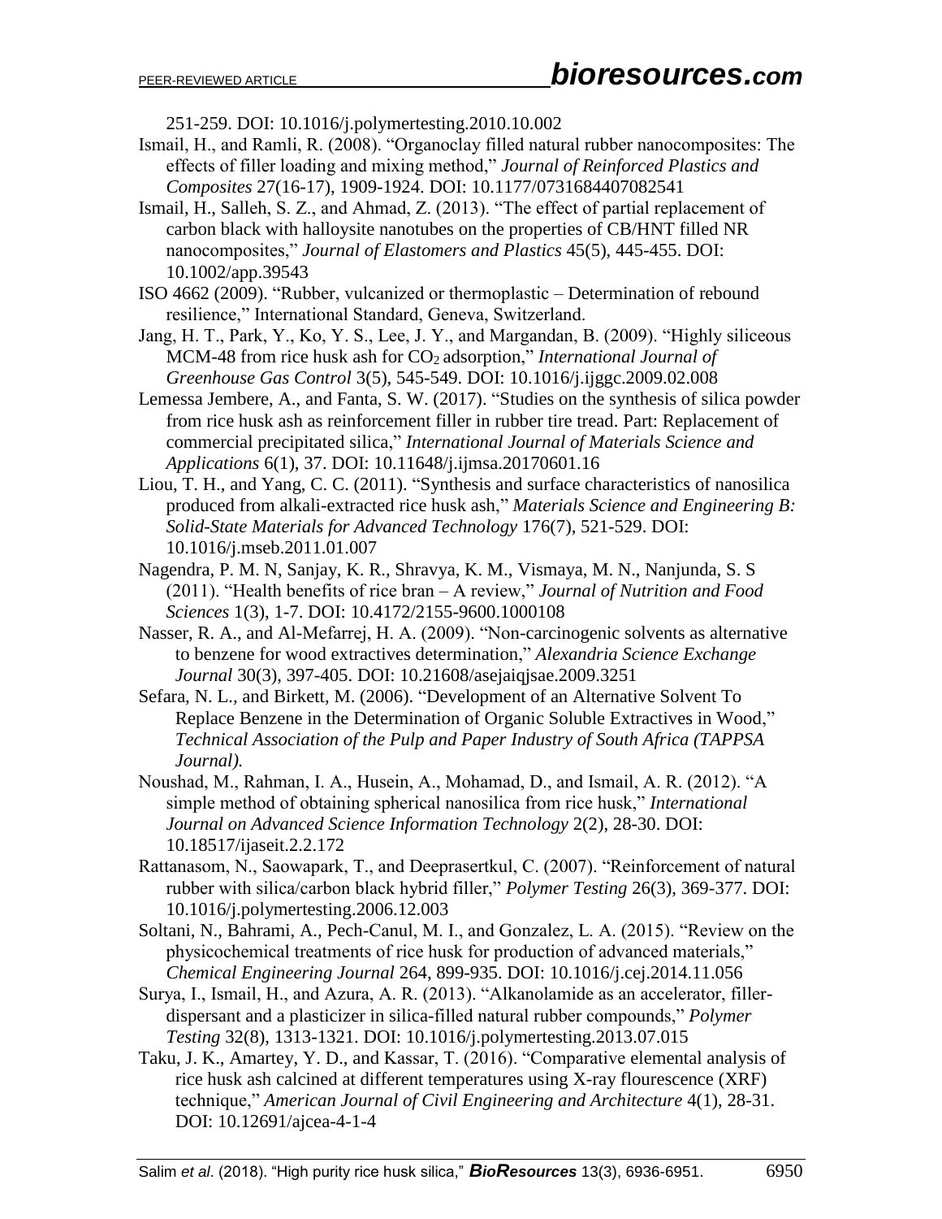251-259. DOI: 10.1016/j.polymertesting.2010.10.002

Ismail, H., and Ramli, R. (2008). "Organoclay filled natural rubber nanocomposites: The effects of filler loading and mixing method," *Journal of Reinforced Plastics and Composites* 27(16-17), 1909-1924. DOI: 10.1177/0731684407082541

Ismail, H., Salleh, S. Z., and Ahmad, Z. (2013). "The effect of partial replacement of carbon black with halloysite nanotubes on the properties of CB/HNT filled NR nanocomposites," *Journal of Elastomers and Plastics* 45(5), 445-455. DOI: 10.1002/app.39543

ISO 4662 (2009). "Rubber, vulcanized or thermoplastic – Determination of rebound resilience," International Standard, Geneva, Switzerland.

Jang, H. T., Park, Y., Ko, Y. S., Lee, J. Y., and Margandan, B. (2009). "Highly siliceous MCM-48 from rice husk ash for $CO_2$ adsorption," *International Journal of Greenhouse Gas Control* 3(5), 545-549. DOI: 10.1016/j.ijggc.2009.02.008

Lemessa Jembere, A., and Fanta, S. W. (2017). "Studies on the synthesis of silica powder from rice husk ash as reinforcement filler in rubber tire tread. Part: Replacement of commercial precipitated silica," *International Journal of Materials Science and Applications* 6(1), 37. DOI: 10.11648/j.ijmsa.20170601.16

Liou, T. H., and Yang, C. C. (2011). "Synthesis and surface characteristics of nanosilica produced from alkali-extracted rice husk ash," *Materials Science and Engineering B: Solid-State Materials for Advanced Technology* 176(7), 521-529. DOI: 10.1016/j.mseb.2011.01.007

Nagendra, P. M. N, Sanjay, K. R., Shravya, K. M., Vismaya, M. N., Nanjunda, S. S (2011). "Health benefits of rice bran – A review," *Journal of Nutrition and Food Sciences* 1(3), 1-7. DOI: 10.4172/2155-9600.1000108

Nasser, R. A., and Al-Mefarrej, H. A. (2009). "Non-carcinogenic solvents as alternative to benzene for wood extractives determination," *Alexandria Science Exchange Journal* 30(3), 397-405. DOI: 10.21608/asejaiqjsae.2009.3251

Sefara, N. L., and Birkett, M. (2006). "Development of an Alternative Solvent To Replace Benzene in the Determination of Organic Soluble Extractives in Wood," *Technical Association of the Pulp and Paper Industry of South Africa (TAPPSA Journal).*

Noushad, M., Rahman, I. A., Husein, A., Mohamad, D., and Ismail, A. R. (2012). "A simple method of obtaining spherical nanosilica from rice husk," *International Journal on Advanced Science Information Technology* 2(2), 28-30. DOI: 10.18517/ijaseit.2.2.172

Rattanasom, N., Saowapark, T., and Deeprasertkul, C. (2007). "Reinforcement of natural rubber with silica/carbon black hybrid filler," *Polymer Testing* 26(3), 369-377. DOI: 10.1016/j.polymertesting.2006.12.003

Soltani, N., Bahrami, A., Pech-Canul, M. I., and Gonzalez, L. A. (2015). "Review on the physicochemical treatments of rice husk for production of advanced materials," *Chemical Engineering Journal* 264, 899-935. DOI: 10.1016/j.cej.2014.11.056

Surya, I., Ismail, H., and Azura, A. R. (2013). "Alkanolamide as an accelerator, filler-dispersant and a plasticizer in silica-filled natural rubber compounds," *Polymer Testing* 32(8), 1313-1321. DOI: 10.1016/j.polymertesting.2013.07.015

Taku, J. K., Amartey, Y. D., and Kassar, T. (2016). "Comparative elemental analysis of rice husk ash calcined at different temperatures using X-ray flourescence (XRF) technique," *American Journal of Civil Engineering and Architecture* 4(1), 28-31. DOI: 10.12691/ajcea-4-1-4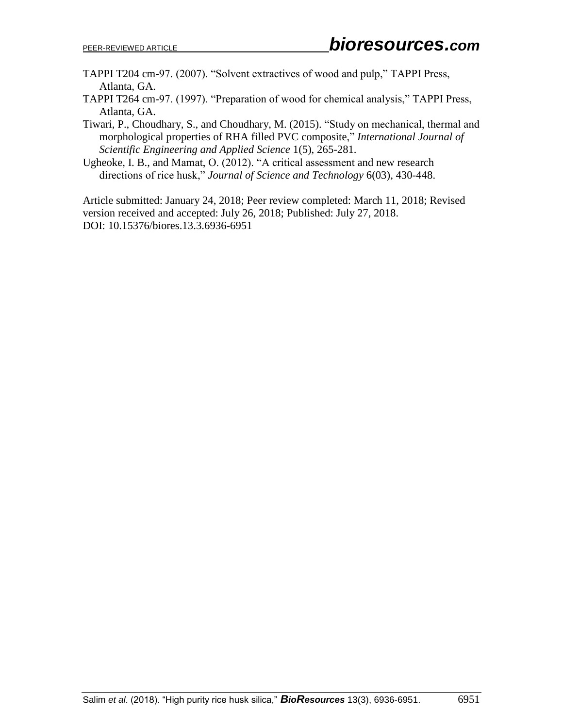TAPPI T204 cm-97. (2007). "Solvent extractives of wood and pulp," TAPPI Press, Atlanta, GA.

TAPPI T264 cm-97. (1997). "Preparation of wood for chemical analysis," TAPPI Press, Atlanta, GA.

Tiwari, P., Choudhary, S., and Choudhary, M. (2015). "Study on mechanical, thermal and morphological properties of RHA filled PVC composite," *International Journal of Scientific Engineering and Applied Science* 1(5), 265-281.

Ugheoke, I. B., and Mamat, O. (2012). "A critical assessment and new research directions of rice husk," *Journal of Science and Technology* 6(03), 430-448.

Article submitted: January 24, 2018; Peer review completed: March 11, 2018; Revised version received and accepted: July 26, 2018; Published: July 27, 2018.
DOI: 10.15376/biores.13.3.6936-6951